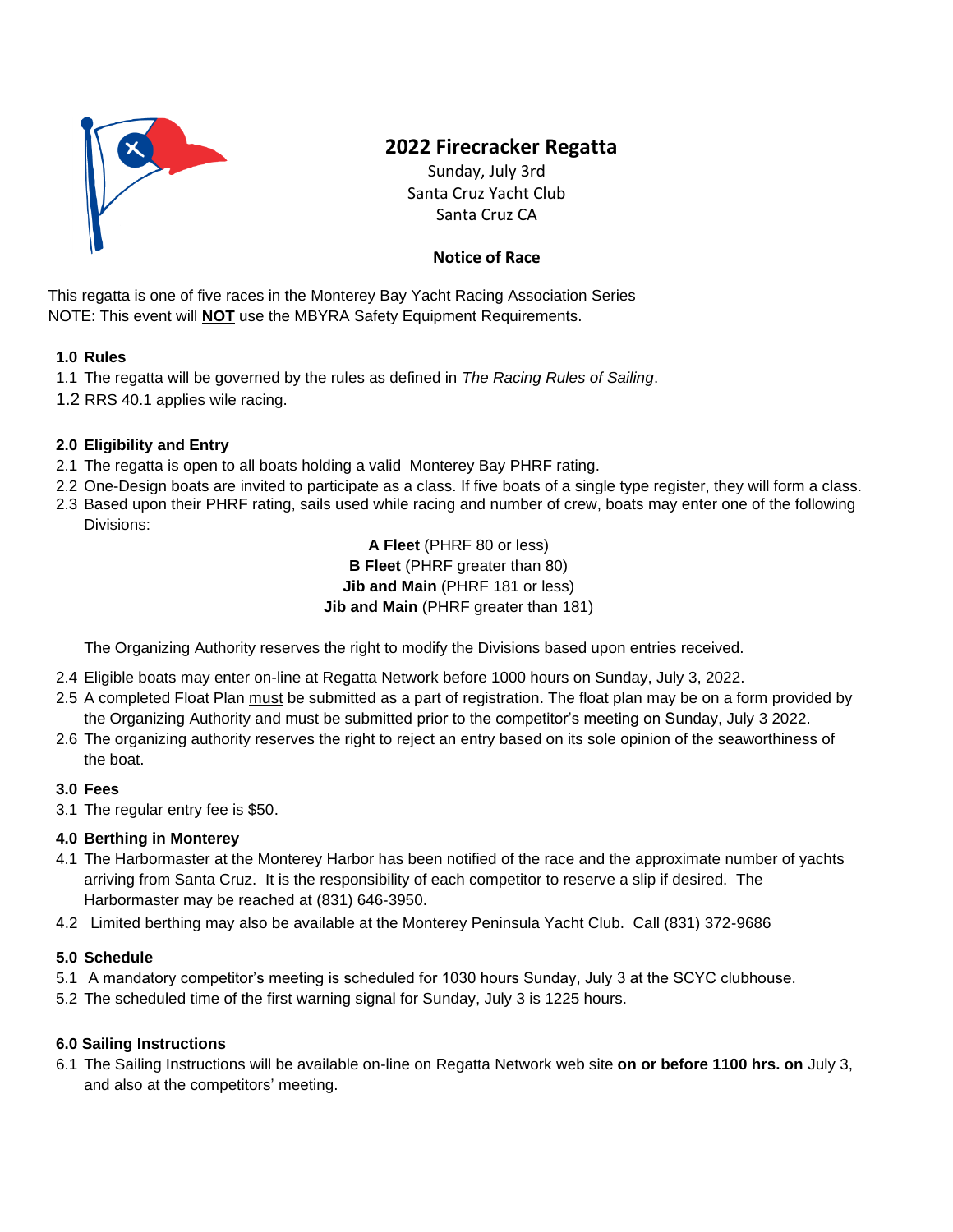# 2022 Firecracker Regatta

Sunday, July 3rd
Santa Cruz Yacht Club
Santa Cruz CA

**Notice of Race**

This regatta is one of five races in the Monterey Bay Yacht Racing Association Series
NOTE: This event will **NOT** use the MBYRA Safety Equipment Requirements.

## 1.0 Rules

1.1 The regatta will be governed by the rules as defined in *The Racing Rules of Sailing*.

1.2 RRS 40.1 applies wile racing.

## 2.0 Eligibility and Entry

2.1 The regatta is open to all boats holding a valid Monterey Bay PHRF rating.

2.2 One-Design boats are invited to participate as a class. If five boats of a single type register, they will form a class.

2.3 Based upon their PHRF rating, sails used while racing and number of crew, boats may enter one of the following Divisions:

**A Fleet** (PHRF 80 or less)
**B Fleet** (PHRF greater than 80)
**Jib and Main** (PHRF 181 or less)
**Jib and Main** (PHRF greater than 181)

The Organizing Authority reserves the right to modify the Divisions based upon entries received.

2.4 Eligible boats may enter on-line at Regatta Network before 1000 hours on Sunday, July 3, 2022.

2.5 A completed Float Plan must be submitted as a part of registration. The float plan may be on a form provided by the Organizing Authority and must be submitted prior to the competitor's meeting on Sunday, July 3 2022.

2.6 The organizing authority reserves the right to reject an entry based on its sole opinion of the seaworthiness of the boat.

## 3.0 Fees

3.1 The regular entry fee is $50.

## 4.0 Berthing in Monterey

4.1 The Harbormaster at the Monterey Harbor has been notified of the race and the approximate number of yachts arriving from Santa Cruz. It is the responsibility of each competitor to reserve a slip if desired. The Harbormaster may be reached at (831) 646-3950.

4.2 Limited berthing may also be available at the Monterey Peninsula Yacht Club. Call (831) 372-9686

## 5.0 Schedule

5.1 A mandatory competitor's meeting is scheduled for 1030 hours Sunday, July 3 at the SCYC clubhouse.

5.2 The scheduled time of the first warning signal for Sunday, July 3 is 1225 hours.

## 6.0 Sailing Instructions

6.1 The Sailing Instructions will be available on-line on Regatta Network web site **on or before 1100 hrs. on** July 3, and also at the competitors' meeting.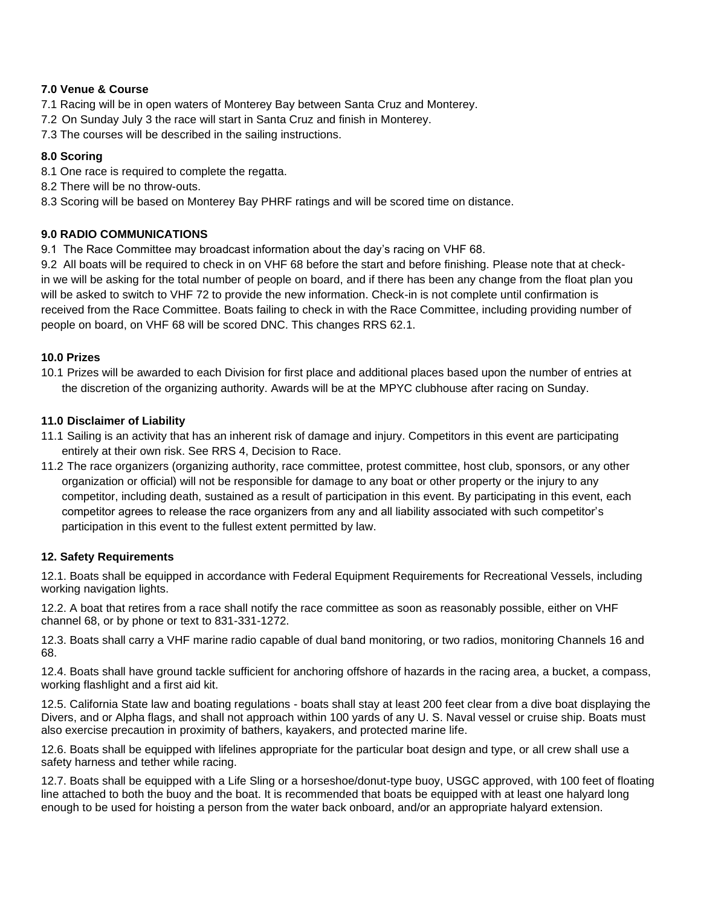**7.0 Venue & Course**

7.1 Racing will be in open waters of Monterey Bay between Santa Cruz and Monterey.

7.2 On Sunday July 3 the race will start in Santa Cruz and finish in Monterey.

7.3 The courses will be described in the sailing instructions.

**8.0 Scoring**

8.1 One race is required to complete the regatta.

8.2 There will be no throw-outs.

8.3 Scoring will be based on Monterey Bay PHRF ratings and will be scored time on distance.

**9.0 RADIO COMMUNICATIONS**

9.1 The Race Committee may broadcast information about the day's racing on VHF 68.

9.2 All boats will be required to check in on VHF 68 before the start and before finishing. Please note that at check-in we will be asking for the total number of people on board, and if there has been any change from the float plan you will be asked to switch to VHF 72 to provide the new information. Check-in is not complete until confirmation is received from the Race Committee. Boats failing to check in with the Race Committee, including providing number of people on board, on VHF 68 will be scored DNC. This changes RRS 62.1.

**10.0 Prizes**

10.1 Prizes will be awarded to each Division for first place and additional places based upon the number of entries at the discretion of the organizing authority. Awards will be at the MPYC clubhouse after racing on Sunday.

**11.0 Disclaimer of Liability**

11.1 Sailing is an activity that has an inherent risk of damage and injury. Competitors in this event are participating entirely at their own risk. See RRS 4, Decision to Race.

11.2 The race organizers (organizing authority, race committee, protest committee, host club, sponsors, or any other organization or official) will not be responsible for damage to any boat or other property or the injury to any competitor, including death, sustained as a result of participation in this event. By participating in this event, each competitor agrees to release the race organizers from any and all liability associated with such competitor's participation in this event to the fullest extent permitted by law.

**12. Safety Requirements**

12.1. Boats shall be equipped in accordance with Federal Equipment Requirements for Recreational Vessels, including working navigation lights.

12.2. A boat that retires from a race shall notify the race committee as soon as reasonably possible, either on VHF channel 68, or by phone or text to 831-331-1272.

12.3. Boats shall carry a VHF marine radio capable of dual band monitoring, or two radios, monitoring Channels 16 and 68.

12.4. Boats shall have ground tackle sufficient for anchoring offshore of hazards in the racing area, a bucket, a compass, working flashlight and a first aid kit.

12.5. California State law and boating regulations - boats shall stay at least 200 feet clear from a dive boat displaying the Divers, and or Alpha flags, and shall not approach within 100 yards of any U. S. Naval vessel or cruise ship. Boats must also exercise precaution in proximity of bathers, kayakers, and protected marine life.

12.6. Boats shall be equipped with lifelines appropriate for the particular boat design and type, or all crew shall use a safety harness and tether while racing.

12.7. Boats shall be equipped with a Life Sling or a horseshoe/donut-type buoy, USGC approved, with 100 feet of floating line attached to both the buoy and the boat. It is recommended that boats be equipped with at least one halyard long enough to be used for hoisting a person from the water back onboard, and/or an appropriate halyard extension.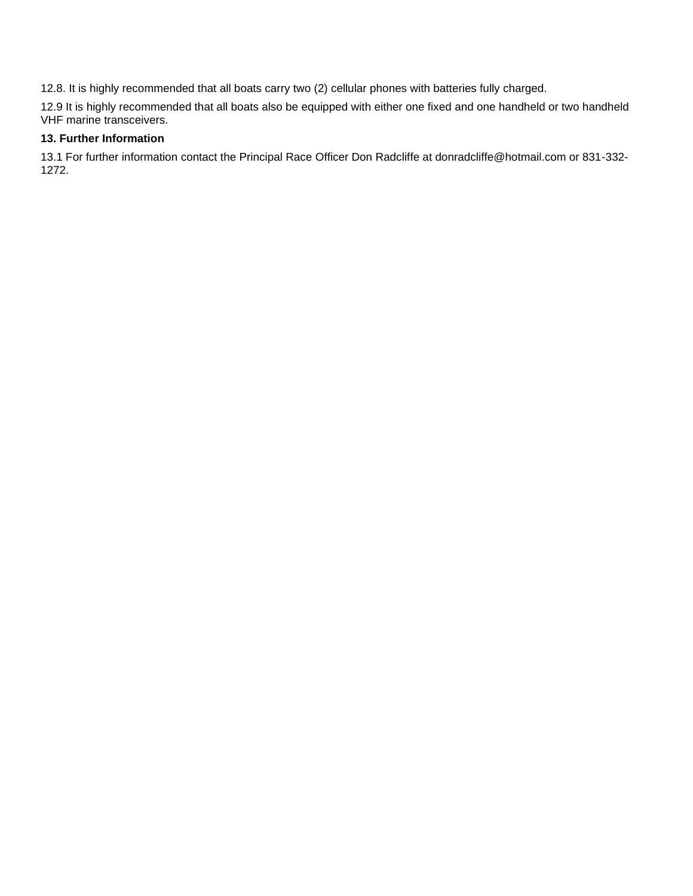12.8. It is highly recommended that all boats carry two (2) cellular phones with batteries fully charged.

12.9 It is highly recommended that all boats also be equipped with either one fixed and one handheld or two handheld VHF marine transceivers.

**13. Further Information**

13.1 For further information contact the Principal Race Officer Don Radcliffe at donradcliffe@hotmail.com or 831-332-1272.